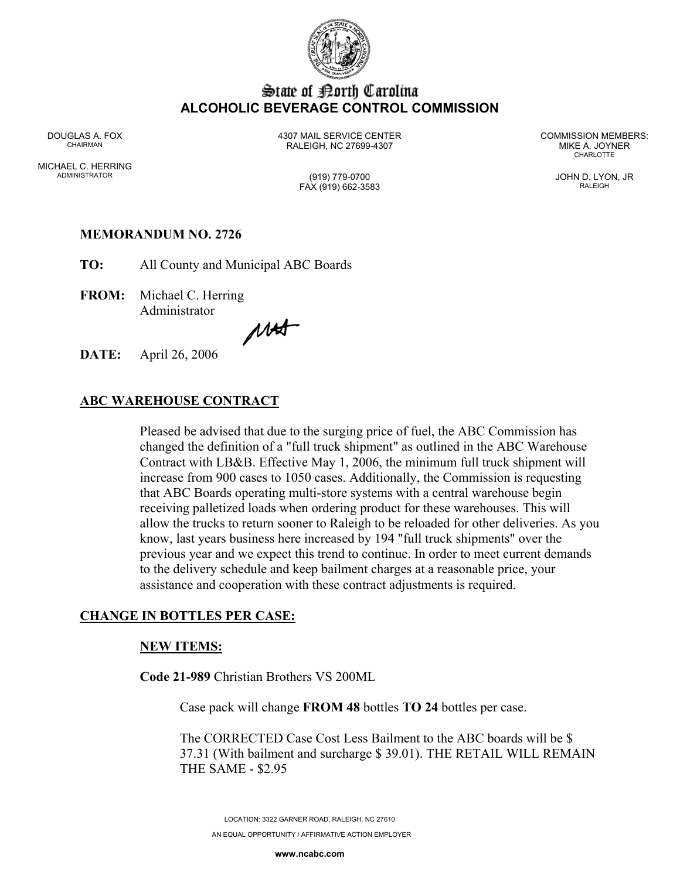# State of North Carolina
## ALCOHOLIC BEVERAGE CONTROL COMMISSION

DOUGLAS A. FOX
CHAIRMAN

MICHAEL C. HERRING
ADMINISTRATOR

4307 MAIL SERVICE CENTER
RALEIGH, NC 27699-4307

(919) 779-0700
FAX (919) 662-3583

COMMISSION MEMBERS:
MIKE A. JOYNER
CHARLOTTE

JOHN D. LYON, JR
RALEIGH

**MEMORANDUM NO. 2726**

**TO:** All County and Municipal ABC Boards

**FROM:** Michael C. Herring
Administrator

**DATE:** April 26, 2006

**ABC WAREHOUSE CONTRACT**

Pleased be advised that due to the surging price of fuel, the ABC Commission has changed the definition of a "full truck shipment" as outlined in the ABC Warehouse Contract with LB&B. Effective May 1, 2006, the minimum full truck shipment will increase from 900 cases to 1050 cases. Additionally, the Commission is requesting that ABC Boards operating multi-store systems with a central warehouse begin receiving palletized loads when ordering product for these warehouses. This will allow the trucks to return sooner to Raleigh to be reloaded for other deliveries. As you know, last years business here increased by 194 "full truck shipments" over the previous year and we expect this trend to continue. In order to meet current demands to the delivery schedule and keep bailment charges at a reasonable price, your assistance and cooperation with these contract adjustments is required.

**CHANGE IN BOTTLES PER CASE:**

**NEW ITEMS:**

**Code 21-989** Christian Brothers VS 200ML

Case pack will change **FROM 48** bottles **TO 24** bottles per case.

The CORRECTED Case Cost Less Bailment to the ABC boards will be $ 37.31 (With bailment and surcharge $ 39.01). THE RETAIL WILL REMAIN THE SAME - $2.95

LOCATION: 3322 GARNER ROAD, RALEIGH, NC 27610
AN EQUAL OPPORTUNITY / AFFIRMATIVE ACTION EMPLOYER
www.ncabc.com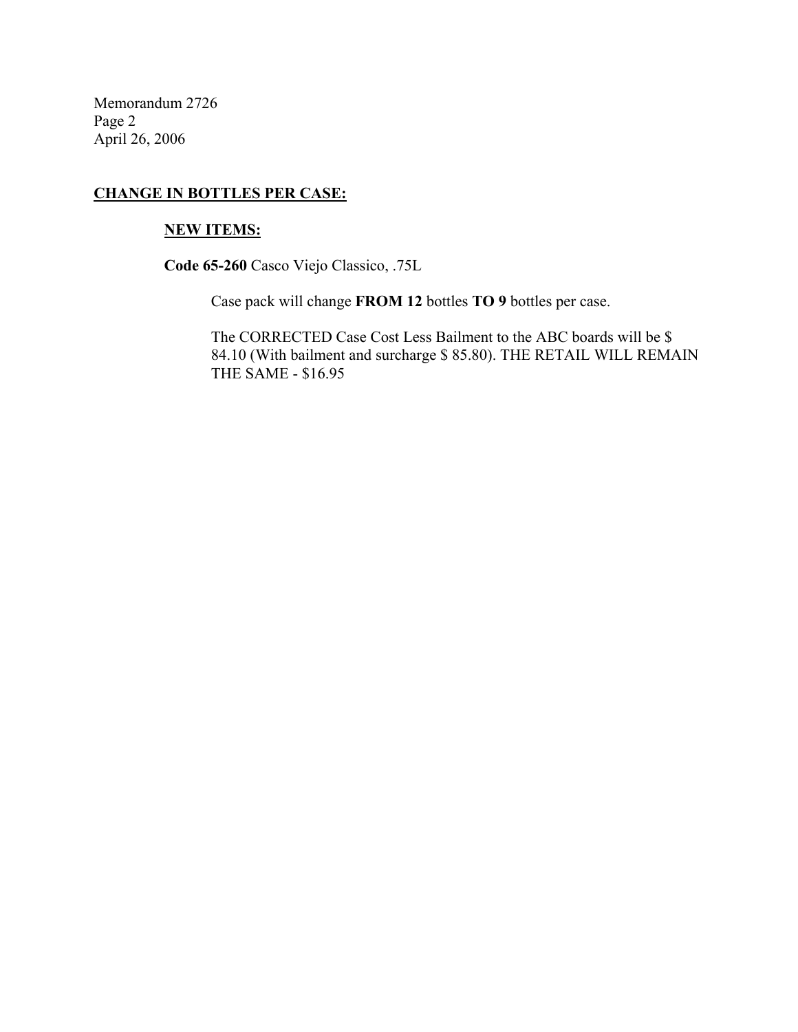Memorandum 2726
Page 2
April 26, 2006

**CHANGE IN BOTTLES PER CASE:**

**NEW ITEMS:**

**Code 65-260** Casco Viejo Classico, .75L

Case pack will change **FROM 12** bottles **TO 9** bottles per case.

The CORRECTED Case Cost Less Bailment to the ABC boards will be $ 84.10 (With bailment and surcharge $ 85.80). THE RETAIL WILL REMAIN THE SAME - $16.95